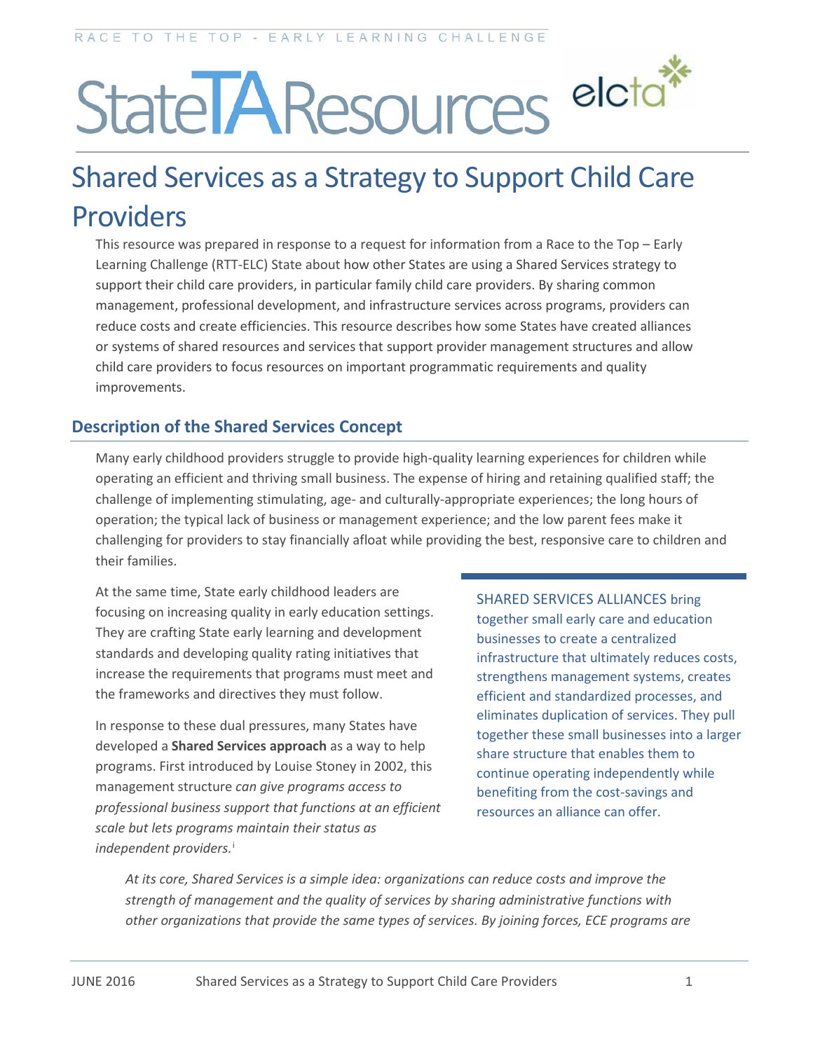RACE TO THE TOP - EARLY LEARNING CHALLENGE

# StateTAResources

# Shared Services as a Strategy to Support Child Care Providers

This resource was prepared in response to a request for information from a Race to the Top – Early Learning Challenge (RTT-ELC) State about how other States are using a Shared Services strategy to support their child care providers, in particular family child care providers. By sharing common management, professional development, and infrastructure services across programs, providers can reduce costs and create efficiencies. This resource describes how some States have created alliances or systems of shared resources and services that support provider management structures and allow child care providers to focus resources on important programmatic requirements and quality improvements.

## Description of the Shared Services Concept

Many early childhood providers struggle to provide high-quality learning experiences for children while operating an efficient and thriving small business. The expense of hiring and retaining qualified staff; the challenge of implementing stimulating, age- and culturally-appropriate experiences; the long hours of operation; the typical lack of business or management experience; and the low parent fees make it challenging for providers to stay financially afloat while providing the best, responsive care to children and their families.

At the same time, State early childhood leaders are focusing on increasing quality in early education settings. They are crafting State early learning and development standards and developing quality rating initiatives that increase the requirements that programs must meet and the frameworks and directives they must follow.

In response to these dual pressures, many States have developed a **Shared Services approach** as a way to help programs. First introduced by Louise Stoney in 2002, this management structure *can give programs access to professional business support that functions at an efficient scale but lets programs maintain their status as independent providers.*[i]

> SHARED SERVICES ALLIANCES bring together small early care and education businesses to create a centralized infrastructure that ultimately reduces costs, strengthens management systems, creates efficient and standardized processes, and eliminates duplication of services. They pull together these small businesses into a larger share structure that enables them to continue operating independently while benefiting from the cost-savings and resources an alliance can offer.

*At its core, Shared Services is a simple idea: organizations can reduce costs and improve the strength of management and the quality of services by sharing administrative functions with other organizations that provide the same types of services. By joining forces, ECE programs are*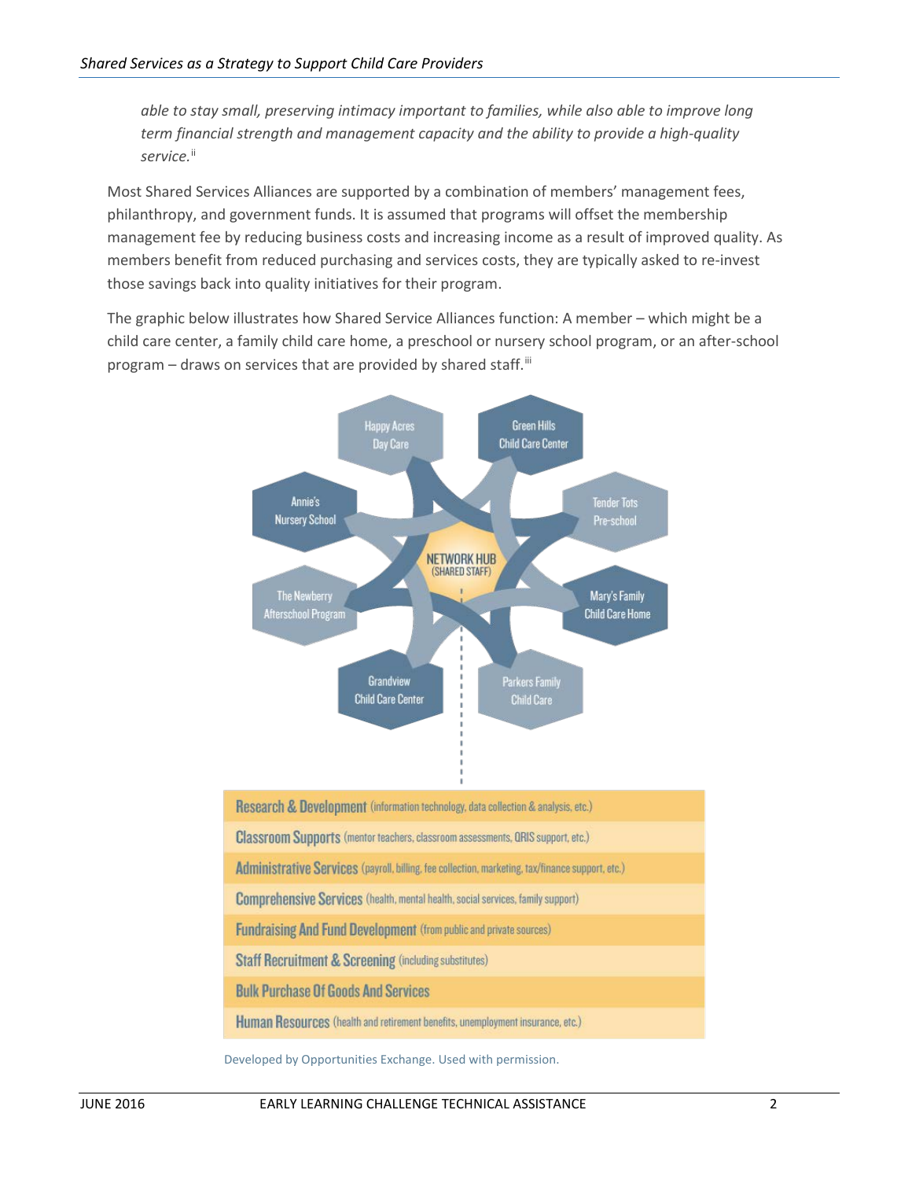*able to stay small, preserving intimacy important to families, while also able to improve long term financial strength and management capacity and the ability to provide a high-quality service.*[ii]

Most Shared Services Alliances are supported by a combination of members' management fees, philanthropy, and government funds. It is assumed that programs will offset the membership management fee by reducing business costs and increasing income as a result of improved quality. As members benefit from reduced purchasing and services costs, they are typically asked to re-invest those savings back into quality initiatives for their program.

The graphic below illustrates how Shared Service Alliances function: A member – which might be a child care center, a family child care home, a preschool or nursery school program, or an after-school program – draws on services that are provided by shared staff.[iii]

Happy Acres Day Care | Green Hills Child Care Center | Annie's Nursery School | Tender Tots Pre-school | The Newberry Afterschool Program | Mary's Family Child Care Home | Grandview Child Care Center | Parkers Family Child Care

NETWORK HUB (SHARED STAFF)

- **Research & Development** (information technology, data collection & analysis, etc.)
- **Classroom Supports** (mentor teachers, classroom assessments, QRIS support, etc.)
- **Administrative Services** (payroll, billing, fee collection, marketing, tax/finance support, etc.)
- **Comprehensive Services** (health, mental health, social services, family support)
- **Fundraising And Fund Development** (from public and private sources)
- **Staff Recruitment & Screening** (including substitutes)
- **Bulk Purchase Of Goods And Services**
- **Human Resources** (health and retirement benefits, unemployment insurance, etc.)

Developed by Opportunities Exchange. Used with permission.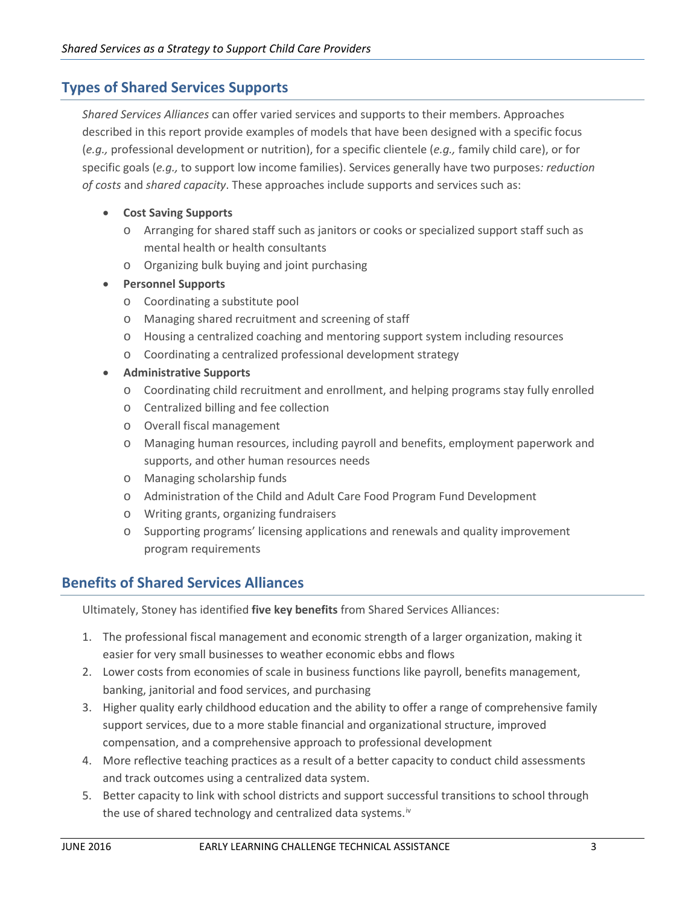## Types of Shared Services Supports

*Shared Services Alliances* can offer varied services and supports to their members. Approaches described in this report provide examples of models that have been designed with a specific focus (*e.g.,* professional development or nutrition), for a specific clientele (*e.g.,* family child care), or for specific goals (*e.g.,* to support low income families). Services generally have two purposes*: reduction of costs* and *shared capacity*. These approaches include supports and services such as:

- **Cost Saving Supports**
    - Arranging for shared staff such as janitors or cooks or specialized support staff such as mental health or health consultants
    - Organizing bulk buying and joint purchasing
- **Personnel Supports**
    - Coordinating a substitute pool
    - Managing shared recruitment and screening of staff
    - Housing a centralized coaching and mentoring support system including resources
    - Coordinating a centralized professional development strategy
- **Administrative Supports**
    - Coordinating child recruitment and enrollment, and helping programs stay fully enrolled
    - Centralized billing and fee collection
    - Overall fiscal management
    - Managing human resources, including payroll and benefits, employment paperwork and supports, and other human resources needs
    - Managing scholarship funds
    - Administration of the Child and Adult Care Food Program Fund Development
    - Writing grants, organizing fundraisers
    - Supporting programs' licensing applications and renewals and quality improvement program requirements

## Benefits of Shared Services Alliances

Ultimately, Stoney has identified **five key benefits** from Shared Services Alliances:

1. The professional fiscal management and economic strength of a larger organization, making it easier for very small businesses to weather economic ebbs and flows
2. Lower costs from economies of scale in business functions like payroll, benefits management, banking, janitorial and food services, and purchasing
3. Higher quality early childhood education and the ability to offer a range of comprehensive family support services, due to a more stable financial and organizational structure, improved compensation, and a comprehensive approach to professional development
4. More reflective teaching practices as a result of a better capacity to conduct child assessments and track outcomes using a centralized data system.
5. Better capacity to link with school districts and support successful transitions to school through the use of shared technology and centralized data systems.[iv]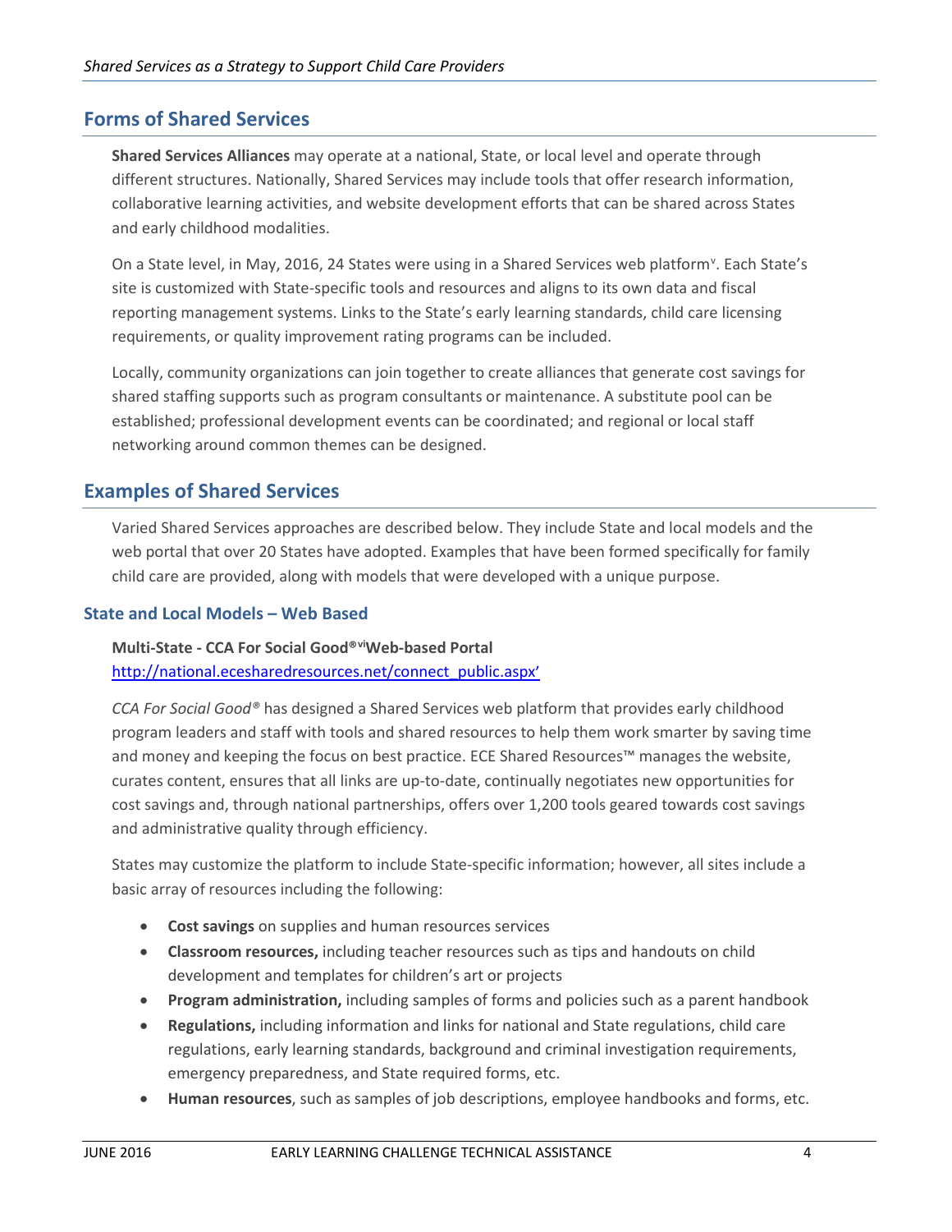## Forms of Shared Services

**Shared Services Alliances** may operate at a national, State, or local level and operate through different structures. Nationally, Shared Services may include tools that offer research information, collaborative learning activities, and website development efforts that can be shared across States and early childhood modalities.

On a State level, in May, 2016, 24 States were using in a Shared Services web platform[v]. Each State's site is customized with State-specific tools and resources and aligns to its own data and fiscal reporting management systems. Links to the State's early learning standards, child care licensing requirements, or quality improvement rating programs can be included.

Locally, community organizations can join together to create alliances that generate cost savings for shared staffing supports such as program consultants or maintenance. A substitute pool can be established; professional development events can be coordinated; and regional or local staff networking around common themes can be designed.

## Examples of Shared Services

Varied Shared Services approaches are described below. They include State and local models and the web portal that over 20 States have adopted. Examples that have been formed specifically for family child care are provided, along with models that were developed with a unique purpose.

### State and Local Models – Web Based

**Multi-State - CCA For Social Good®[vi] Web-based Portal**
http://national.ecesharedresources.net/connect_public.aspx'

*CCA For Social Good®* has designed a Shared Services web platform that provides early childhood program leaders and staff with tools and shared resources to help them work smarter by saving time and money and keeping the focus on best practice. ECE Shared Resources™ manages the website, curates content, ensures that all links are up-to-date, continually negotiates new opportunities for cost savings and, through national partnerships, offers over 1,200 tools geared towards cost savings and administrative quality through efficiency.

States may customize the platform to include State-specific information; however, all sites include a basic array of resources including the following:

- **Cost savings** on supplies and human resources services
- **Classroom resources,** including teacher resources such as tips and handouts on child development and templates for children's art or projects
- **Program administration,** including samples of forms and policies such as a parent handbook
- **Regulations,** including information and links for national and State regulations, child care regulations, early learning standards, background and criminal investigation requirements, emergency preparedness, and State required forms, etc.
- **Human resources**, such as samples of job descriptions, employee handbooks and forms, etc.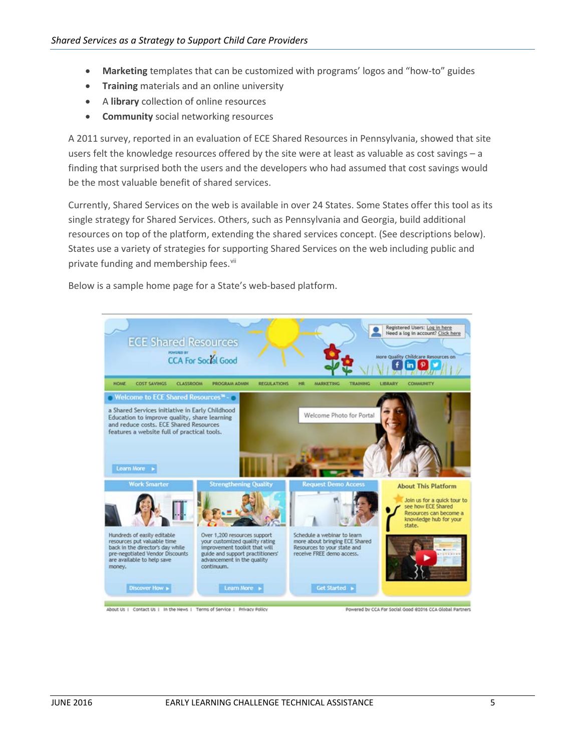- **Marketing** templates that can be customized with programs' logos and "how-to" guides
- **Training** materials and an online university
- A **library** collection of online resources
- **Community** social networking resources

A 2011 survey, reported in an evaluation of ECE Shared Resources in Pennsylvania, showed that site users felt the knowledge resources offered by the site were at least as valuable as cost savings – a finding that surprised both the users and the developers who had assumed that cost savings would be the most valuable benefit of shared services.

Currently, Shared Services on the web is available in over 24 States. Some States offer this tool as its single strategy for Shared Services. Others, such as Pennsylvania and Georgia, build additional resources on top of the platform, extending the shared services concept. (See descriptions below). States use a variety of strategies for supporting Shared Services on the web including public and private funding and membership fees.[vii]

Below is a sample home page for a State's web-based platform.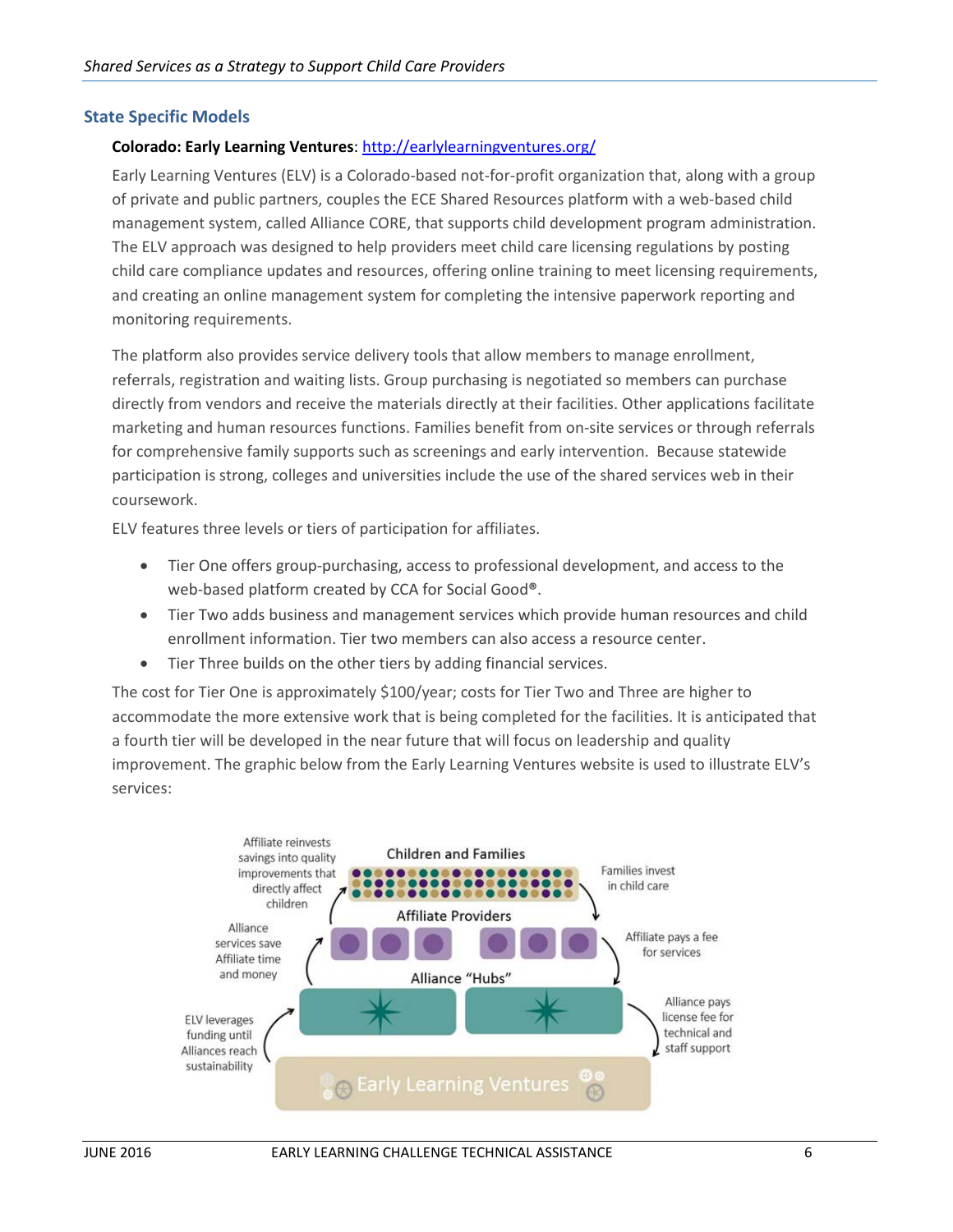## State Specific Models

**Colorado: Early Learning Ventures**: http://earlylearningventures.org/

Early Learning Ventures (ELV) is a Colorado-based not-for-profit organization that, along with a group of private and public partners, couples the ECE Shared Resources platform with a web-based child management system, called Alliance CORE, that supports child development program administration. The ELV approach was designed to help providers meet child care licensing regulations by posting child care compliance updates and resources, offering online training to meet licensing requirements, and creating an online management system for completing the intensive paperwork reporting and monitoring requirements.

The platform also provides service delivery tools that allow members to manage enrollment, referrals, registration and waiting lists. Group purchasing is negotiated so members can purchase directly from vendors and receive the materials directly at their facilities. Other applications facilitate marketing and human resources functions. Families benefit from on-site services or through referrals for comprehensive family supports such as screenings and early intervention. Because statewide participation is strong, colleges and universities include the use of the shared services web in their coursework.

ELV features three levels or tiers of participation for affiliates.

- Tier One offers group-purchasing, access to professional development, and access to the web-based platform created by CCA for Social Good®.
- Tier Two adds business and management services which provide human resources and child enrollment information. Tier two members can also access a resource center.
- Tier Three builds on the other tiers by adding financial services.

The cost for Tier One is approximately $100/year; costs for Tier Two and Three are higher to accommodate the more extensive work that is being completed for the facilities. It is anticipated that a fourth tier will be developed in the near future that will focus on leadership and quality improvement. The graphic below from the Early Learning Ventures website is used to illustrate ELV's services:

Children and Families

Affiliate Providers

Alliance "Hubs"

Early Learning Ventures

Affiliate reinvests savings into quality improvements that directly affect children

Families invest in child care

Alliance services save Affiliate time and money

Affiliate pays a fee for services

ELV leverages funding until Alliances reach sustainability

Alliance pays license fee for technical and staff support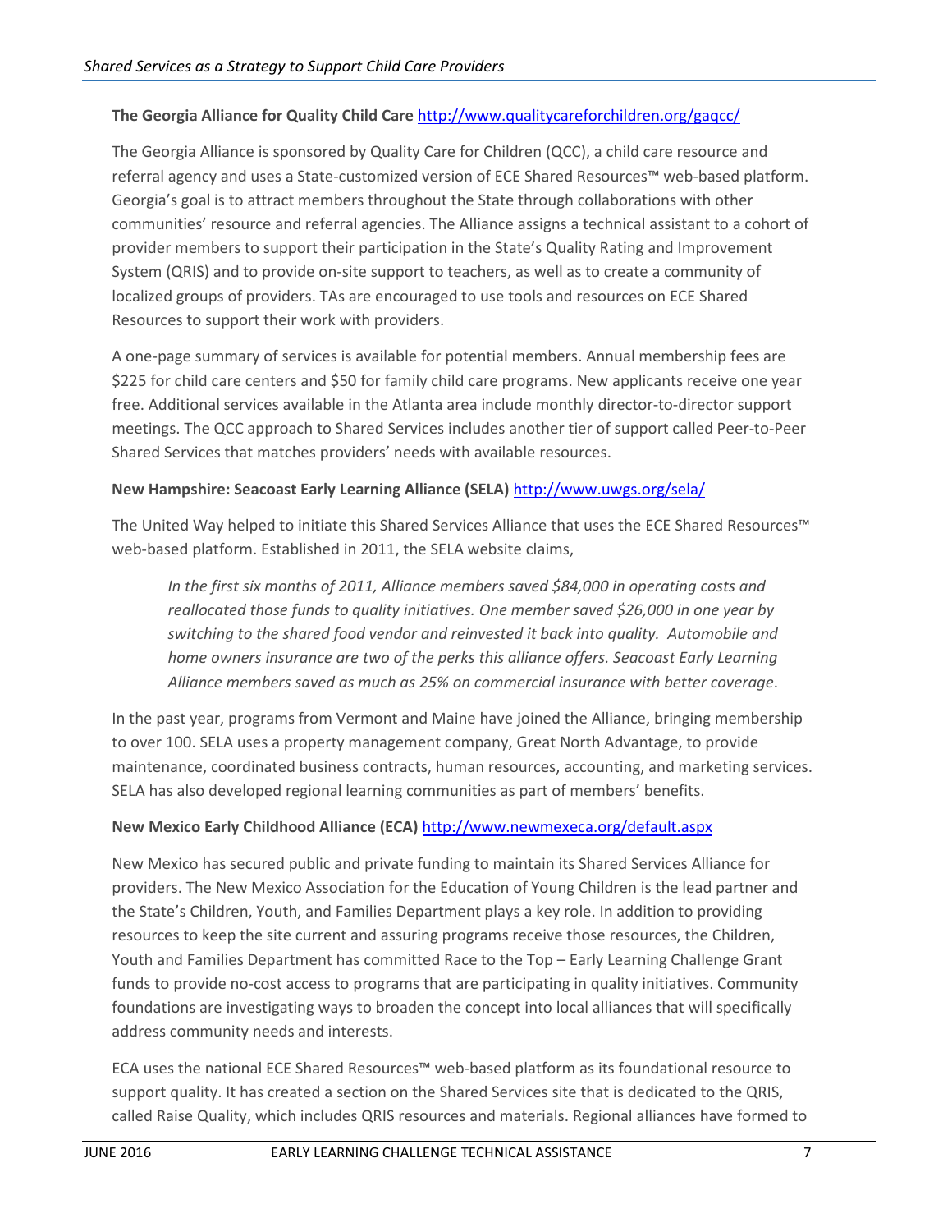**The Georgia Alliance for Quality Child Care** http://www.qualitycareforchildren.org/gaqcc/

The Georgia Alliance is sponsored by Quality Care for Children (QCC), a child care resource and referral agency and uses a State-customized version of ECE Shared Resources™ web-based platform. Georgia's goal is to attract members throughout the State through collaborations with other communities' resource and referral agencies. The Alliance assigns a technical assistant to a cohort of provider members to support their participation in the State's Quality Rating and Improvement System (QRIS) and to provide on-site support to teachers, as well as to create a community of localized groups of providers. TAs are encouraged to use tools and resources on ECE Shared Resources to support their work with providers.

A one-page summary of services is available for potential members. Annual membership fees are $225 for child care centers and $50 for family child care programs. New applicants receive one year free. Additional services available in the Atlanta area include monthly director-to-director support meetings. The QCC approach to Shared Services includes another tier of support called Peer-to-Peer Shared Services that matches providers' needs with available resources.

**New Hampshire: Seacoast Early Learning Alliance (SELA)** http://www.uwgs.org/sela/

The United Way helped to initiate this Shared Services Alliance that uses the ECE Shared Resources™ web-based platform. Established in 2011, the SELA website claims,

> *In the first six months of 2011, Alliance members saved $84,000 in operating costs and reallocated those funds to quality initiatives. One member saved $26,000 in one year by switching to the shared food vendor and reinvested it back into quality. Automobile and home owners insurance are two of the perks this alliance offers. Seacoast Early Learning Alliance members saved as much as 25% on commercial insurance with better coverage*.

In the past year, programs from Vermont and Maine have joined the Alliance, bringing membership to over 100. SELA uses a property management company, Great North Advantage, to provide maintenance, coordinated business contracts, human resources, accounting, and marketing services. SELA has also developed regional learning communities as part of members' benefits.

**New Mexico Early Childhood Alliance (ECA)** http://www.newmexeca.org/default.aspx

New Mexico has secured public and private funding to maintain its Shared Services Alliance for providers. The New Mexico Association for the Education of Young Children is the lead partner and the State's Children, Youth, and Families Department plays a key role. In addition to providing resources to keep the site current and assuring programs receive those resources, the Children, Youth and Families Department has committed Race to the Top – Early Learning Challenge Grant funds to provide no-cost access to programs that are participating in quality initiatives. Community foundations are investigating ways to broaden the concept into local alliances that will specifically address community needs and interests.

ECA uses the national ECE Shared Resources™ web-based platform as its foundational resource to support quality. It has created a section on the Shared Services site that is dedicated to the QRIS, called Raise Quality, which includes QRIS resources and materials. Regional alliances have formed to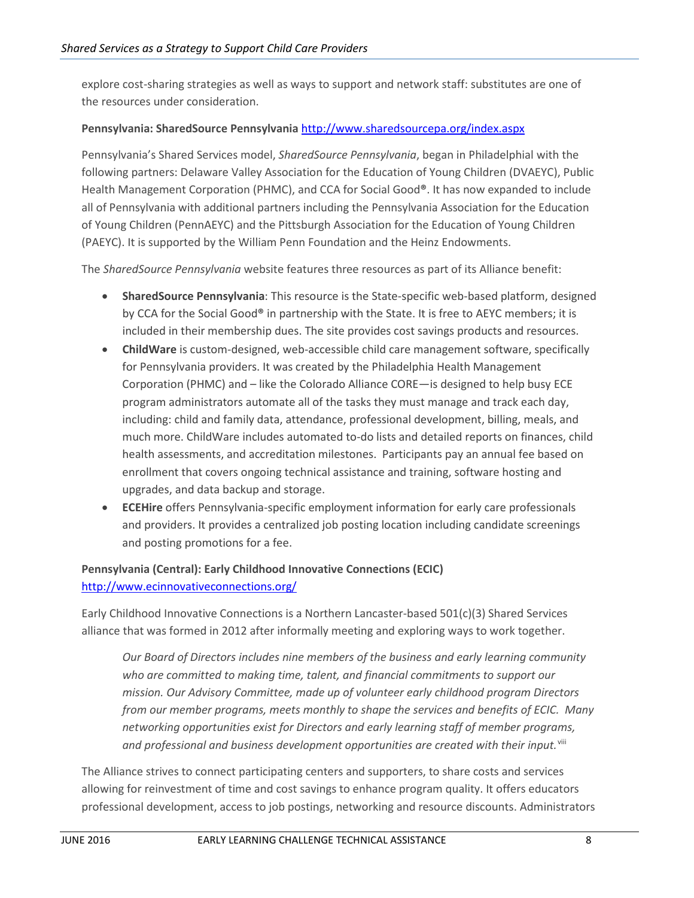explore cost-sharing strategies as well as ways to support and network staff: substitutes are one of the resources under consideration.

**Pennsylvania: SharedSource Pennsylvania** http://www.sharedsourcepa.org/index.aspx

Pennsylvania's Shared Services model, *SharedSource Pennsylvania*, began in Philadelphial with the following partners: Delaware Valley Association for the Education of Young Children (DVAEYC), Public Health Management Corporation (PHMC), and CCA for Social Good®. It has now expanded to include all of Pennsylvania with additional partners including the Pennsylvania Association for the Education of Young Children (PennAEYC) and the Pittsburgh Association for the Education of Young Children (PAEYC). It is supported by the William Penn Foundation and the Heinz Endowments.

The *SharedSource Pennsylvania* website features three resources as part of its Alliance benefit:

- **SharedSource Pennsylvania**: This resource is the State-specific web-based platform, designed by CCA for the Social Good® in partnership with the State. It is free to AEYC members; it is included in their membership dues. The site provides cost savings products and resources.
- **ChildWare** is custom-designed, web-accessible child care management software, specifically for Pennsylvania providers. It was created by the Philadelphia Health Management Corporation (PHMC) and – like the Colorado Alliance CORE—is designed to help busy ECE program administrators automate all of the tasks they must manage and track each day, including: child and family data, attendance, professional development, billing, meals, and much more. ChildWare includes automated to-do lists and detailed reports on finances, child health assessments, and accreditation milestones. Participants pay an annual fee based on enrollment that covers ongoing technical assistance and training, software hosting and upgrades, and data backup and storage.
- **ECEHire** offers Pennsylvania-specific employment information for early care professionals and providers. It provides a centralized job posting location including candidate screenings and posting promotions for a fee.

**Pennsylvania (Central): Early Childhood Innovative Connections (ECIC)**
http://www.ecinnovativeconnections.org/

Early Childhood Innovative Connections is a Northern Lancaster-based 501(c)(3) Shared Services alliance that was formed in 2012 after informally meeting and exploring ways to work together.

> *Our Board of Directors includes nine members of the business and early learning community who are committed to making time, talent, and financial commitments to support our mission. Our Advisory Committee, made up of volunteer early childhood program Directors from our member programs, meets monthly to shape the services and benefits of ECIC. Many networking opportunities exist for Directors and early learning staff of member programs, and professional and business development opportunities are created with their input.*[viii]

The Alliance strives to connect participating centers and supporters, to share costs and services allowing for reinvestment of time and cost savings to enhance program quality. It offers educators professional development, access to job postings, networking and resource discounts. Administrators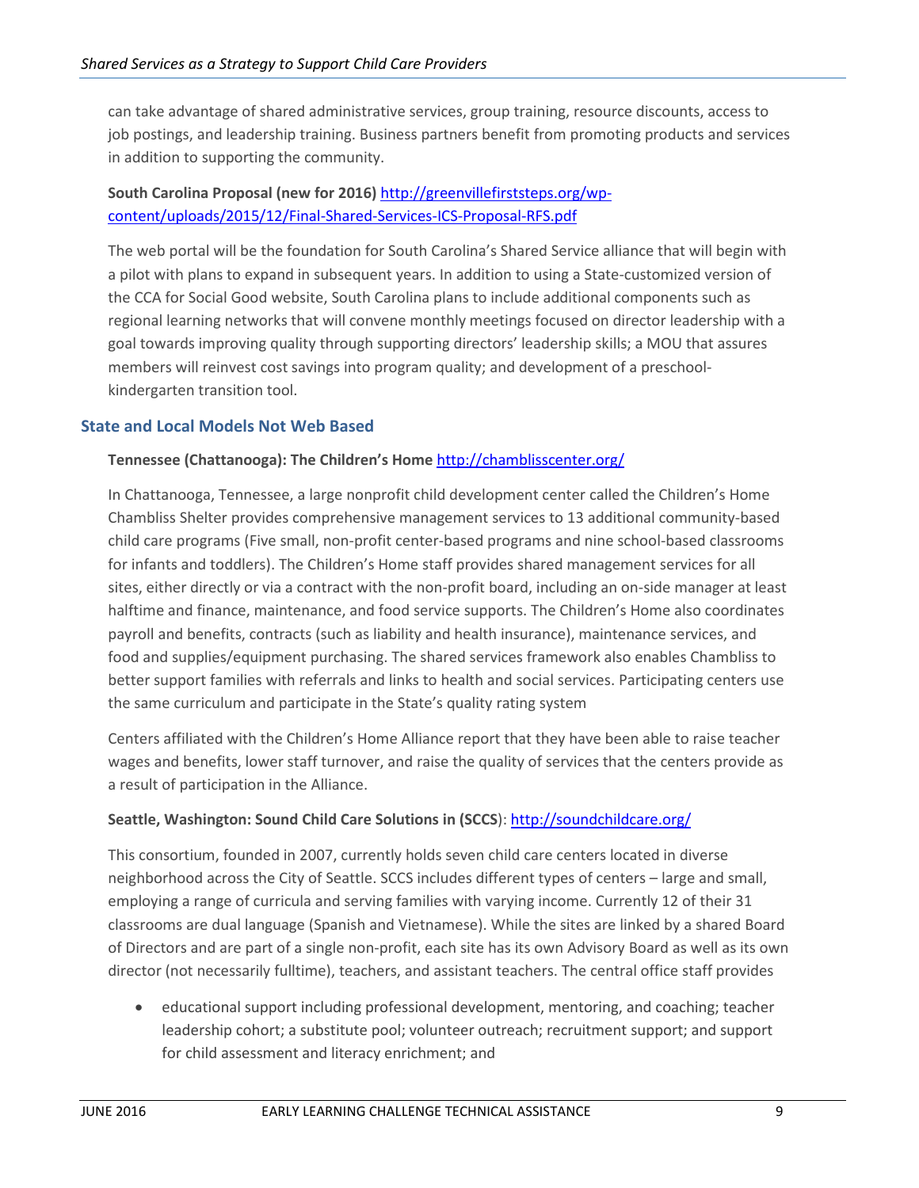can take advantage of shared administrative services, group training, resource discounts, access to job postings, and leadership training. Business partners benefit from promoting products and services in addition to supporting the community.

**South Carolina Proposal (new for 2016)** http://greenvillefirststeps.org/wp-content/uploads/2015/12/Final-Shared-Services-ICS-Proposal-RFS.pdf

The web portal will be the foundation for South Carolina's Shared Service alliance that will begin with a pilot with plans to expand in subsequent years. In addition to using a State-customized version of the CCA for Social Good website, South Carolina plans to include additional components such as regional learning networks that will convene monthly meetings focused on director leadership with a goal towards improving quality through supporting directors' leadership skills; a MOU that assures members will reinvest cost savings into program quality; and development of a preschool-kindergarten transition tool.

## State and Local Models Not Web Based

**Tennessee (Chattanooga): The Children's Home** http://chamblisscenter.org/

In Chattanooga, Tennessee, a large nonprofit child development center called the Children's Home Chambliss Shelter provides comprehensive management services to 13 additional community-based child care programs (Five small, non-profit center-based programs and nine school-based classrooms for infants and toddlers). The Children's Home staff provides shared management services for all sites, either directly or via a contract with the non-profit board, including an on-side manager at least halftime and finance, maintenance, and food service supports. The Children's Home also coordinates payroll and benefits, contracts (such as liability and health insurance), maintenance services, and food and supplies/equipment purchasing. The shared services framework also enables Chambliss to better support families with referrals and links to health and social services. Participating centers use the same curriculum and participate in the State's quality rating system

Centers affiliated with the Children's Home Alliance report that they have been able to raise teacher wages and benefits, lower staff turnover, and raise the quality of services that the centers provide as a result of participation in the Alliance.

**Seattle, Washington: Sound Child Care Solutions in (SCCS**): http://soundchildcare.org/

This consortium, founded in 2007, currently holds seven child care centers located in diverse neighborhood across the City of Seattle. SCCS includes different types of centers – large and small, employing a range of curricula and serving families with varying income. Currently 12 of their 31 classrooms are dual language (Spanish and Vietnamese). While the sites are linked by a shared Board of Directors and are part of a single non-profit, each site has its own Advisory Board as well as its own director (not necessarily fulltime), teachers, and assistant teachers. The central office staff provides

- educational support including professional development, mentoring, and coaching; teacher leadership cohort; a substitute pool; volunteer outreach; recruitment support; and support for child assessment and literacy enrichment; and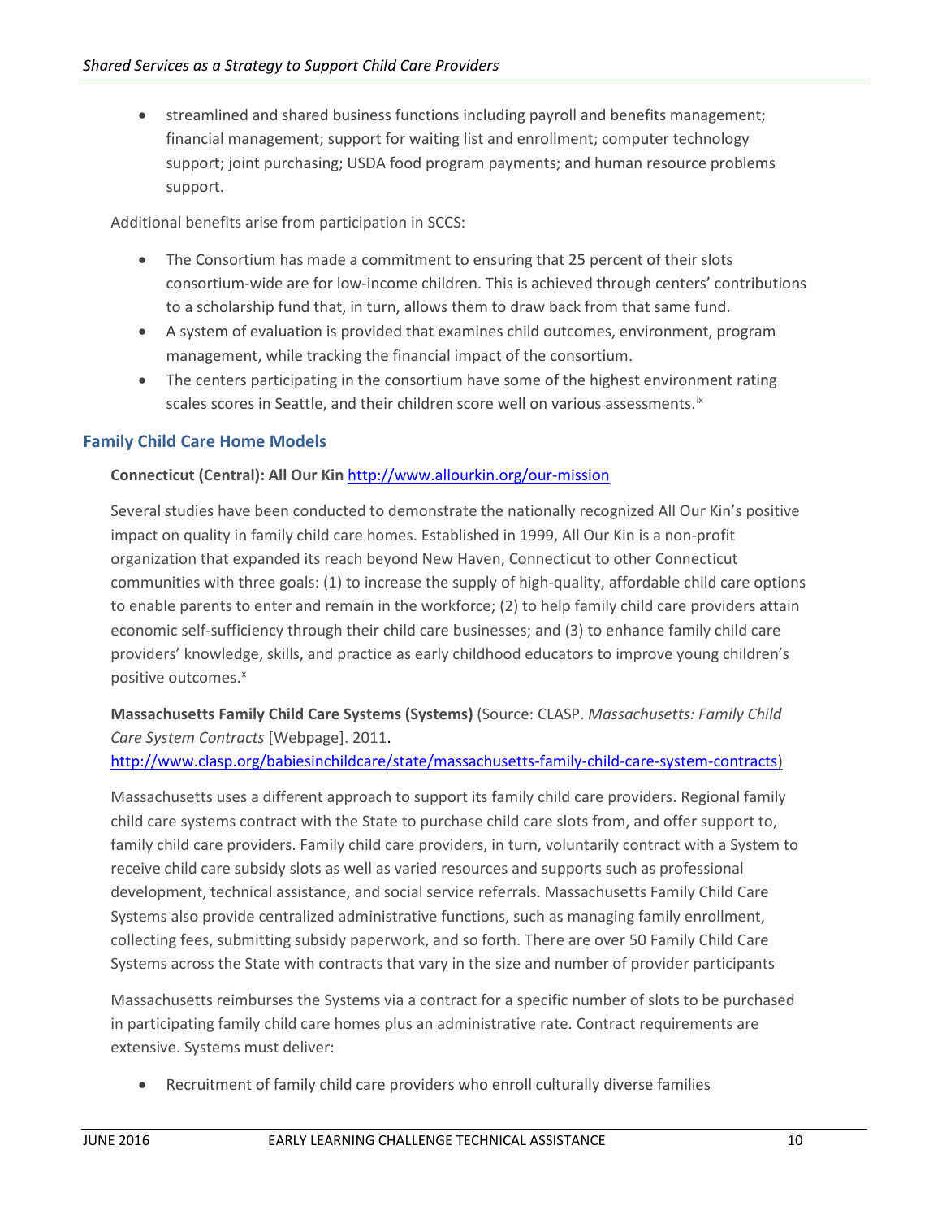- streamlined and shared business functions including payroll and benefits management; financial management; support for waiting list and enrollment; computer technology support; joint purchasing; USDA food program payments; and human resource problems support.

Additional benefits arise from participation in SCCS:

- The Consortium has made a commitment to ensuring that 25 percent of their slots consortium-wide are for low-income children. This is achieved through centers' contributions to a scholarship fund that, in turn, allows them to draw back from that same fund.
- A system of evaluation is provided that examines child outcomes, environment, program management, while tracking the financial impact of the consortium.
- The centers participating in the consortium have some of the highest environment rating scales scores in Seattle, and their children score well on various assessments.[ix]

### Family Child Care Home Models

**Connecticut (Central): All Our Kin** http://www.allourkin.org/our-mission

Several studies have been conducted to demonstrate the nationally recognized All Our Kin's positive impact on quality in family child care homes. Established in 1999, All Our Kin is a non-profit organization that expanded its reach beyond New Haven, Connecticut to other Connecticut communities with three goals: (1) to increase the supply of high-quality, affordable child care options to enable parents to enter and remain in the workforce; (2) to help family child care providers attain economic self-sufficiency through their child care businesses; and (3) to enhance family child care providers' knowledge, skills, and practice as early childhood educators to improve young children's positive outcomes.[x]

**Massachusetts Family Child Care Systems (Systems)** (Source: CLASP. *Massachusetts: Family Child Care System Contracts* [Webpage]. 2011. http://www.clasp.org/babiesinchildcare/state/massachusetts-family-child-care-system-contracts)

Massachusetts uses a different approach to support its family child care providers. Regional family child care systems contract with the State to purchase child care slots from, and offer support to, family child care providers. Family child care providers, in turn, voluntarily contract with a System to receive child care subsidy slots as well as varied resources and supports such as professional development, technical assistance, and social service referrals. Massachusetts Family Child Care Systems also provide centralized administrative functions, such as managing family enrollment, collecting fees, submitting subsidy paperwork, and so forth. There are over 50 Family Child Care Systems across the State with contracts that vary in the size and number of provider participants

Massachusetts reimburses the Systems via a contract for a specific number of slots to be purchased in participating family child care homes plus an administrative rate. Contract requirements are extensive. Systems must deliver:

- Recruitment of family child care providers who enroll culturally diverse families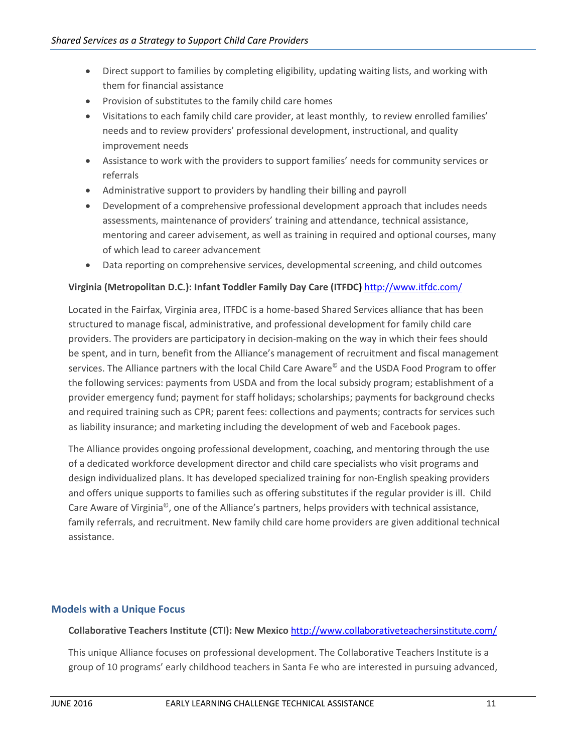- Direct support to families by completing eligibility, updating waiting lists, and working with them for financial assistance
- Provision of substitutes to the family child care homes
- Visitations to each family child care provider, at least monthly, to review enrolled families' needs and to review providers' professional development, instructional, and quality improvement needs
- Assistance to work with the providers to support families' needs for community services or referrals
- Administrative support to providers by handling their billing and payroll
- Development of a comprehensive professional development approach that includes needs assessments, maintenance of providers' training and attendance, technical assistance, mentoring and career advisement, as well as training in required and optional courses, many of which lead to career advancement
- Data reporting on comprehensive services, developmental screening, and child outcomes

**Virginia (Metropolitan D.C.): Infant Toddler Family Day Care (ITFDC)** http://www.itfdc.com/

Located in the Fairfax, Virginia area, ITFDC is a home-based Shared Services alliance that has been structured to manage fiscal, administrative, and professional development for family child care providers. The providers are participatory in decision-making on the way in which their fees should be spent, and in turn, benefit from the Alliance's management of recruitment and fiscal management services. The Alliance partners with the local Child Care Aware© and the USDA Food Program to offer the following services: payments from USDA and from the local subsidy program; establishment of a provider emergency fund; payment for staff holidays; scholarships; payments for background checks and required training such as CPR; parent fees: collections and payments; contracts for services such as liability insurance; and marketing including the development of web and Facebook pages.

The Alliance provides ongoing professional development, coaching, and mentoring through the use of a dedicated workforce development director and child care specialists who visit programs and design individualized plans. It has developed specialized training for non-English speaking providers and offers unique supports to families such as offering substitutes if the regular provider is ill. Child Care Aware of Virginia©, one of the Alliance's partners, helps providers with technical assistance, family referrals, and recruitment. New family child care home providers are given additional technical assistance.

## Models with a Unique Focus

**Collaborative Teachers Institute (CTI): New Mexico** http://www.collaborativeteachersinstitute.com/

This unique Alliance focuses on professional development. The Collaborative Teachers Institute is a group of 10 programs' early childhood teachers in Santa Fe who are interested in pursuing advanced,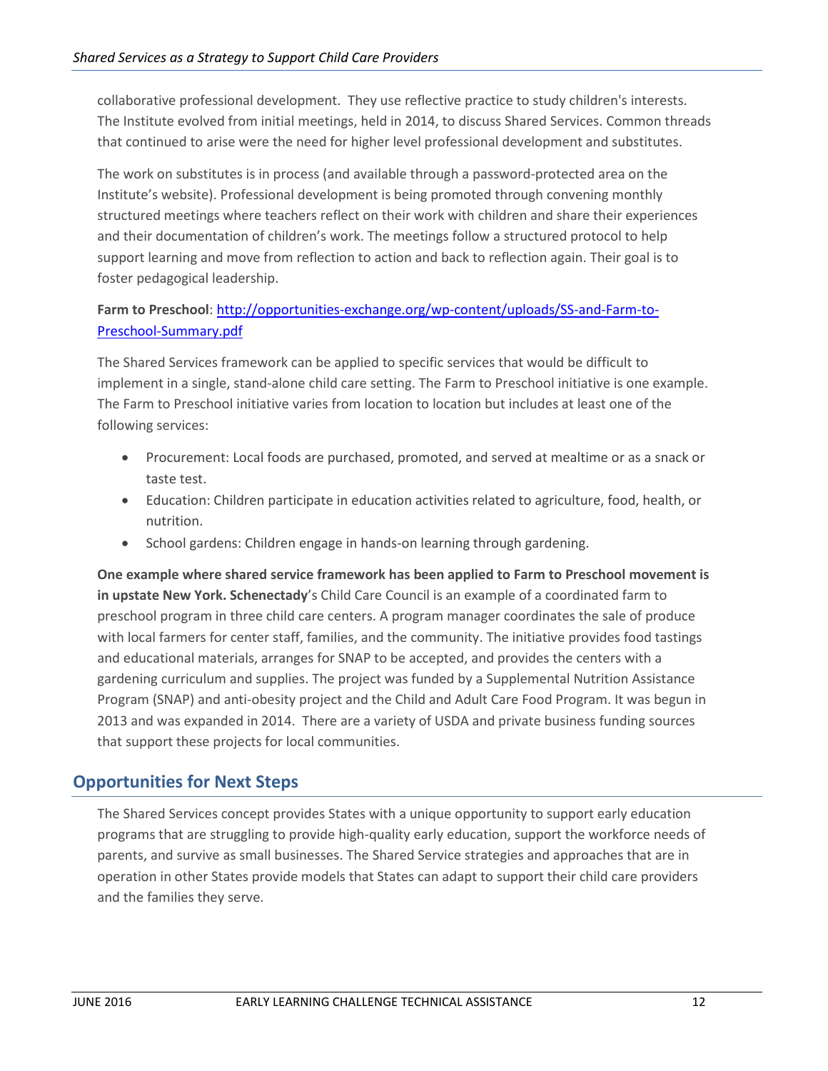collaborative professional development. They use reflective practice to study children's interests. The Institute evolved from initial meetings, held in 2014, to discuss Shared Services. Common threads that continued to arise were the need for higher level professional development and substitutes.

The work on substitutes is in process (and available through a password-protected area on the Institute's website). Professional development is being promoted through convening monthly structured meetings where teachers reflect on their work with children and share their experiences and their documentation of children's work. The meetings follow a structured protocol to help support learning and move from reflection to action and back to reflection again. Their goal is to foster pedagogical leadership.

**Farm to Preschool**: [http://opportunities-exchange.org/wp-content/uploads/SS-and-Farm-to-Preschool-Summary.pdf](http://opportunities-exchange.org/wp-content/uploads/SS-and-Farm-to-Preschool-Summary.pdf)

The Shared Services framework can be applied to specific services that would be difficult to implement in a single, stand-alone child care setting. The Farm to Preschool initiative is one example. The Farm to Preschool initiative varies from location to location but includes at least one of the following services:

- Procurement: Local foods are purchased, promoted, and served at mealtime or as a snack or taste test.
- Education: Children participate in education activities related to agriculture, food, health, or nutrition.
- School gardens: Children engage in hands-on learning through gardening.

**One example where shared service framework has been applied to Farm to Preschool movement is in upstate New York. Schenectady**'s Child Care Council is an example of a coordinated farm to preschool program in three child care centers. A program manager coordinates the sale of produce with local farmers for center staff, families, and the community. The initiative provides food tastings and educational materials, arranges for SNAP to be accepted, and provides the centers with a gardening curriculum and supplies. The project was funded by a Supplemental Nutrition Assistance Program (SNAP) and anti-obesity project and the Child and Adult Care Food Program. It was begun in 2013 and was expanded in 2014. There are a variety of USDA and private business funding sources that support these projects for local communities.

## Opportunities for Next Steps

The Shared Services concept provides States with a unique opportunity to support early education programs that are struggling to provide high-quality early education, support the workforce needs of parents, and survive as small businesses. The Shared Service strategies and approaches that are in operation in other States provide models that States can adapt to support their child care providers and the families they serve.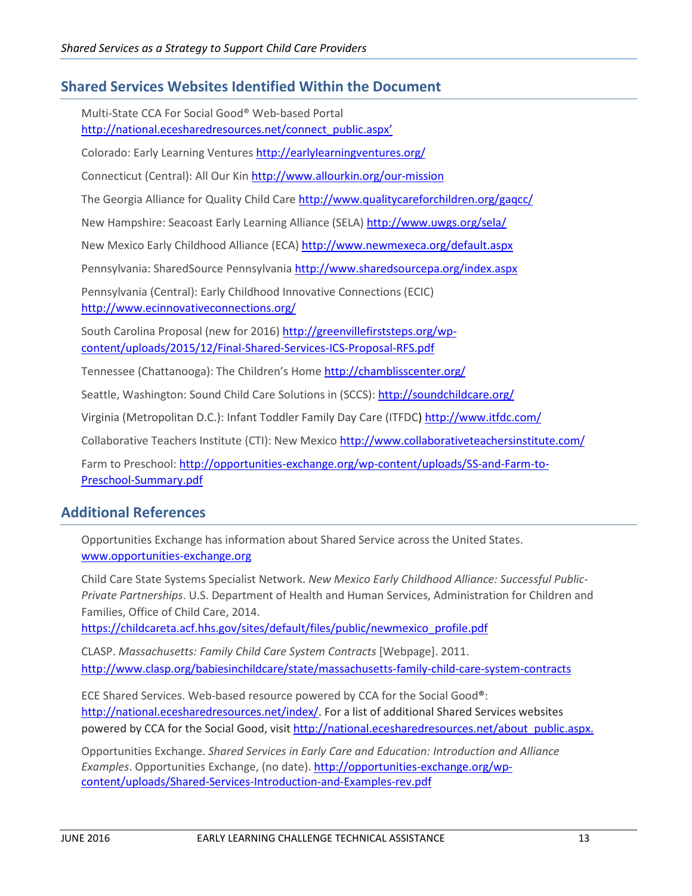## Shared Services Websites Identified Within the Document

Multi-State CCA For Social Good® Web-based Portal http://national.ecesharedresources.net/connect_public.aspx'

Colorado: Early Learning Ventures http://earlylearningventures.org/

Connecticut (Central): All Our Kin http://www.allourkin.org/our-mission

The Georgia Alliance for Quality Child Care http://www.qualitycareforchildren.org/gaqcc/

New Hampshire: Seacoast Early Learning Alliance (SELA) http://www.uwgs.org/sela/

New Mexico Early Childhood Alliance (ECA) http://www.newmexeca.org/default.aspx

Pennsylvania: SharedSource Pennsylvania http://www.sharedsourcepa.org/index.aspx

Pennsylvania (Central): Early Childhood Innovative Connections (ECIC) http://www.ecinnovativeconnections.org/

South Carolina Proposal (new for 2016) http://greenvillefirststeps.org/wp-content/uploads/2015/12/Final-Shared-Services-ICS-Proposal-RFS.pdf

Tennessee (Chattanooga): The Children's Home http://chamblisscenter.org/

Seattle, Washington: Sound Child Care Solutions in (SCCS): http://soundchildcare.org/

Virginia (Metropolitan D.C.): Infant Toddler Family Day Care (ITFDC) http://www.itfdc.com/

Collaborative Teachers Institute (CTI): New Mexico http://www.collaborativeteachersinstitute.com/

Farm to Preschool: http://opportunities-exchange.org/wp-content/uploads/SS-and-Farm-to-Preschool-Summary.pdf

## Additional References

Opportunities Exchange has information about Shared Service across the United States. www.opportunities-exchange.org

Child Care State Systems Specialist Network. *New Mexico Early Childhood Alliance: Successful Public-Private Partnerships*. U.S. Department of Health and Human Services, Administration for Children and Families, Office of Child Care, 2014. https://childcareta.acf.hhs.gov/sites/default/files/public/newmexico_profile.pdf

CLASP. *Massachusetts: Family Child Care System Contracts* [Webpage]. 2011. http://www.clasp.org/babiesinchildcare/state/massachusetts-family-child-care-system-contracts

ECE Shared Services. Web-based resource powered by CCA for the Social Good®: http://national.ecesharedresources.net/index/. For a list of additional Shared Services websites powered by CCA for the Social Good, visit http://national.ecesharedresources.net/about_public.aspx.

Opportunities Exchange. *Shared Services in Early Care and Education: Introduction and Alliance Examples*. Opportunities Exchange, (no date). http://opportunities-exchange.org/wp-content/uploads/Shared-Services-Introduction-and-Examples-rev.pdf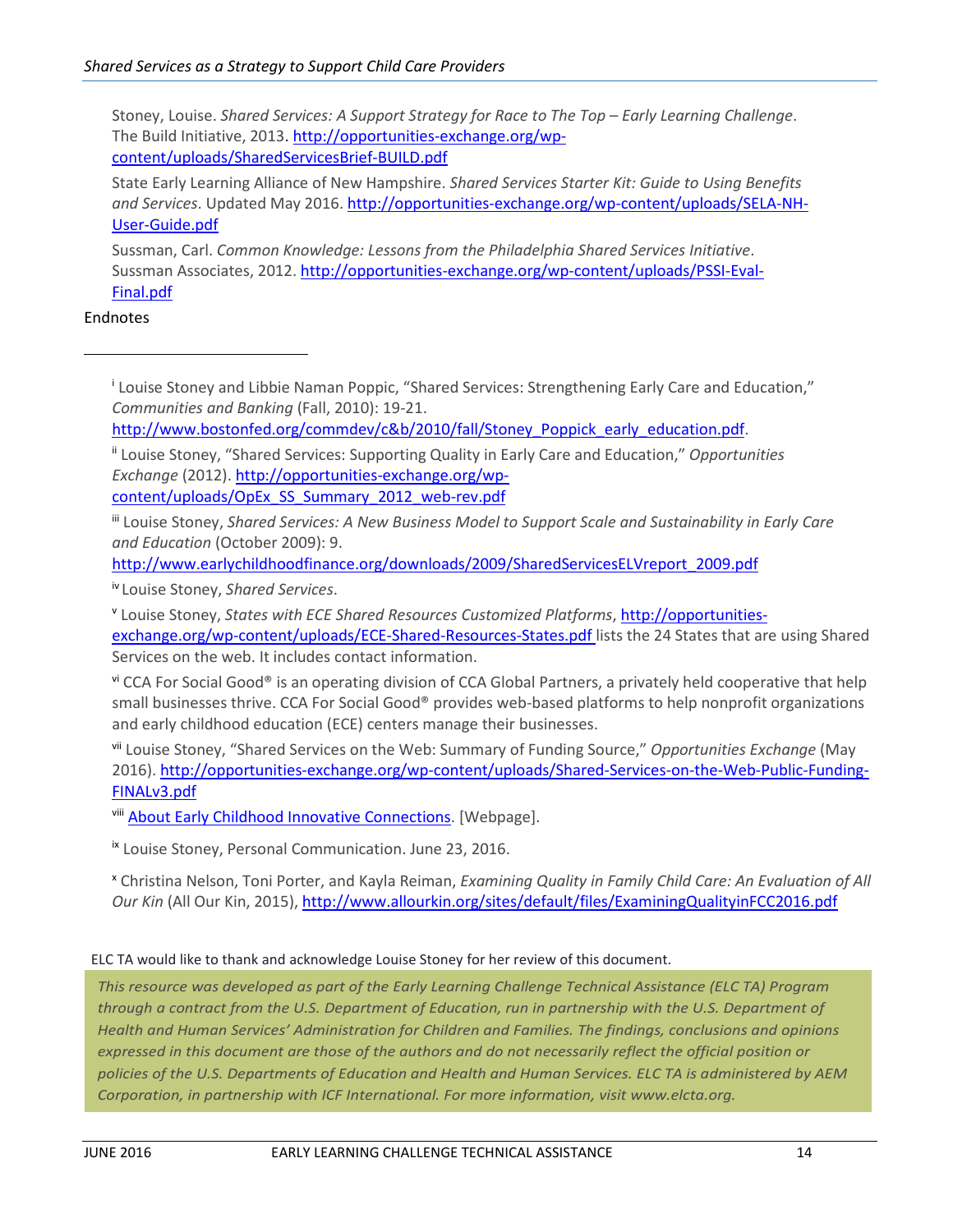Stoney, Louise. *Shared Services: A Support Strategy for Race to The Top – Early Learning Challenge*. The Build Initiative, 2013. http://opportunities-exchange.org/wp-content/uploads/SharedServicesBrief-BUILD.pdf

State Early Learning Alliance of New Hampshire. *Shared Services Starter Kit: Guide to Using Benefits and Services*. Updated May 2016. http://opportunities-exchange.org/wp-content/uploads/SELA-NH-User-Guide.pdf

Sussman, Carl. *Common Knowledge: Lessons from the Philadelphia Shared Services Initiative*. Sussman Associates, 2012. http://opportunities-exchange.org/wp-content/uploads/PSSI-Eval-Final.pdf

## Endnotes

---

[i] Louise Stoney and Libbie Naman Poppic, "Shared Services: Strengthening Early Care and Education," *Communities and Banking* (Fall, 2010): 19-21. http://www.bostonfed.org/commdev/c&b/2010/fall/Stoney_Poppick_early_education.pdf.

[ii] Louise Stoney, "Shared Services: Supporting Quality in Early Care and Education," *Opportunities Exchange* (2012). http://opportunities-exchange.org/wp-content/uploads/OpEx_SS_Summary_2012_web-rev.pdf

[iii] Louise Stoney, *Shared Services: A New Business Model to Support Scale and Sustainability in Early Care and Education* (October 2009): 9. http://www.earlychildhoodfinance.org/downloads/2009/SharedServicesELVreport_2009.pdf

[iv] Louise Stoney, *Shared Services*.

[v] Louise Stoney, *States with ECE Shared Resources Customized Platforms*, http://opportunities-exchange.org/wp-content/uploads/ECE-Shared-Resources-States.pdf lists the 24 States that are using Shared Services on the web. It includes contact information.

[vi] CCA For Social Good® is an operating division of CCA Global Partners, a privately held cooperative that help small businesses thrive. CCA For Social Good® provides web-based platforms to help nonprofit organizations and early childhood education (ECE) centers manage their businesses.

[vii] Louise Stoney, "Shared Services on the Web: Summary of Funding Source," *Opportunities Exchange* (May 2016). http://opportunities-exchange.org/wp-content/uploads/Shared-Services-on-the-Web-Public-Funding-FINALv3.pdf

[viii] About Early Childhood Innovative Connections. [Webpage].

[ix] Louise Stoney, Personal Communication. June 23, 2016.

[x] Christina Nelson, Toni Porter, and Kayla Reiman, *Examining Quality in Family Child Care: An Evaluation of All Our Kin* (All Our Kin, 2015), http://www.allourkin.org/sites/default/files/ExaminingQualityinFCC2016.pdf

ELC TA would like to thank and acknowledge Louise Stoney for her review of this document.

*This resource was developed as part of the Early Learning Challenge Technical Assistance (ELC TA) Program through a contract from the U.S. Department of Education, run in partnership with the U.S. Department of Health and Human Services' Administration for Children and Families. The findings, conclusions and opinions expressed in this document are those of the authors and do not necessarily reflect the official position or policies of the U.S. Departments of Education and Health and Human Services. ELC TA is administered by AEM Corporation, in partnership with ICF International. For more information, visit www.elcta.org.*